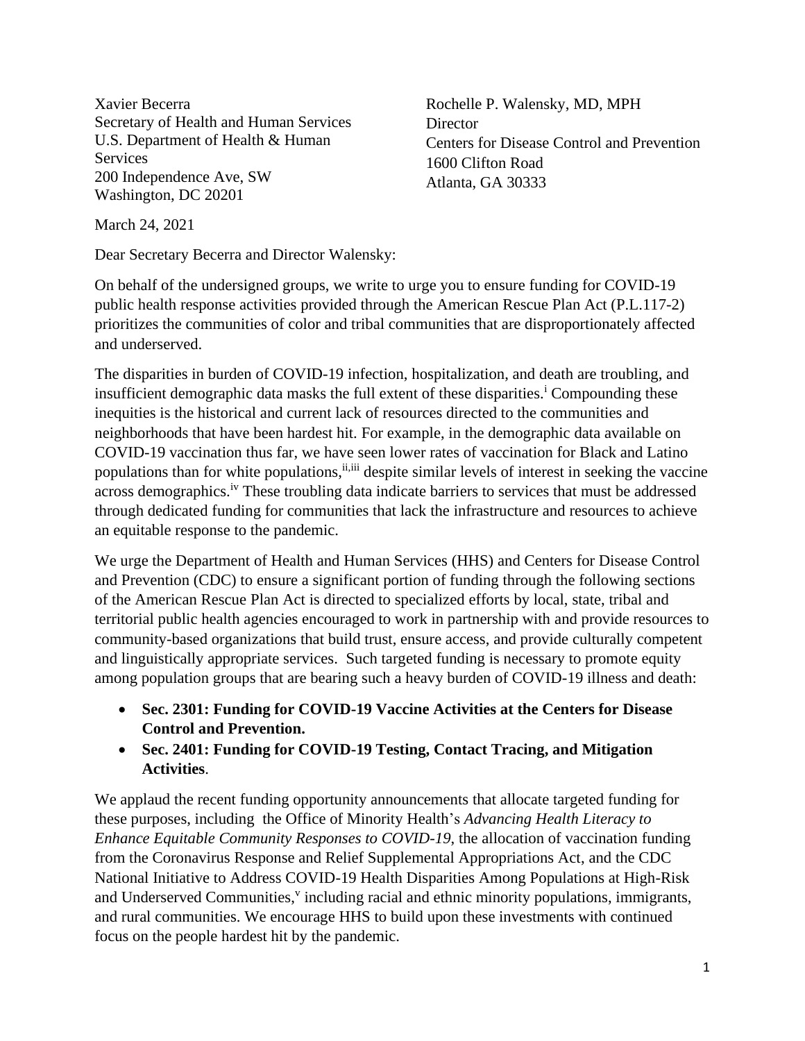Xavier Becerra
Secretary of Health and Human Services
U.S. Department of Health & Human Services
200 Independence Ave, SW
Washington, DC 20201

Rochelle P. Walensky, MD, MPH
Director
Centers for Disease Control and Prevention
1600 Clifton Road
Atlanta, GA 30333

March 24, 2021

Dear Secretary Becerra and Director Walensky:

On behalf of the undersigned groups, we write to urge you to ensure funding for COVID-19 public health response activities provided through the American Rescue Plan Act (P.L.117-2) prioritizes the communities of color and tribal communities that are disproportionately affected and underserved.

The disparities in burden of COVID-19 infection, hospitalization, and death are troubling, and insufficient demographic data masks the full extent of these disparities.[i] Compounding these inequities is the historical and current lack of resources directed to the communities and neighborhoods that have been hardest hit. For example, in the demographic data available on COVID-19 vaccination thus far, we have seen lower rates of vaccination for Black and Latino populations than for white populations,[ii,iii] despite similar levels of interest in seeking the vaccine across demographics.[iv] These troubling data indicate barriers to services that must be addressed through dedicated funding for communities that lack the infrastructure and resources to achieve an equitable response to the pandemic.

We urge the Department of Health and Human Services (HHS) and Centers for Disease Control and Prevention (CDC) to ensure a significant portion of funding through the following sections of the American Rescue Plan Act is directed to specialized efforts by local, state, tribal and territorial public health agencies encouraged to work in partnership with and provide resources to community-based organizations that build trust, ensure access, and provide culturally competent and linguistically appropriate services. Such targeted funding is necessary to promote equity among population groups that are bearing such a heavy burden of COVID-19 illness and death:

- **Sec. 2301: Funding for COVID-19 Vaccine Activities at the Centers for Disease Control and Prevention.**
- **Sec. 2401: Funding for COVID-19 Testing, Contact Tracing, and Mitigation Activities**.

We applaud the recent funding opportunity announcements that allocate targeted funding for these purposes, including the Office of Minority Health's *Advancing Health Literacy to Enhance Equitable Community Responses to COVID-19*, the allocation of vaccination funding from the Coronavirus Response and Relief Supplemental Appropriations Act, and the CDC National Initiative to Address COVID-19 Health Disparities Among Populations at High-Risk and Underserved Communities,[v] including racial and ethnic minority populations, immigrants, and rural communities. We encourage HHS to build upon these investments with continued focus on the people hardest hit by the pandemic.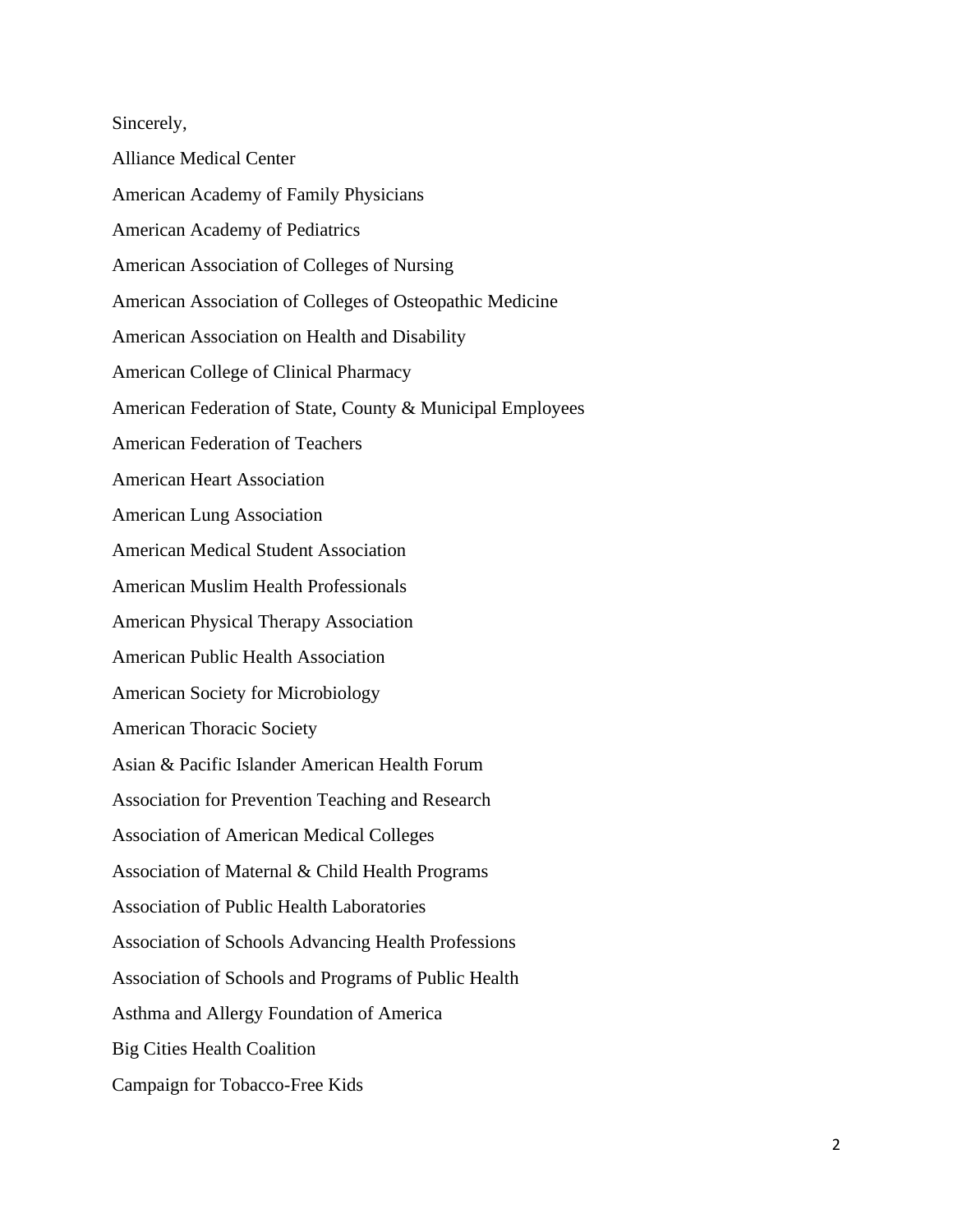Sincerely,

Alliance Medical Center

American Academy of Family Physicians

American Academy of Pediatrics

American Association of Colleges of Nursing

American Association of Colleges of Osteopathic Medicine

American Association on Health and Disability

American College of Clinical Pharmacy

American Federation of State, County & Municipal Employees

American Federation of Teachers

American Heart Association

American Lung Association

American Medical Student Association

American Muslim Health Professionals

American Physical Therapy Association

American Public Health Association

American Society for Microbiology

American Thoracic Society

Asian & Pacific Islander American Health Forum

Association for Prevention Teaching and Research

Association of American Medical Colleges

Association of Maternal & Child Health Programs

Association of Public Health Laboratories

Association of Schools Advancing Health Professions

Association of Schools and Programs of Public Health

Asthma and Allergy Foundation of America

Big Cities Health Coalition

Campaign for Tobacco-Free Kids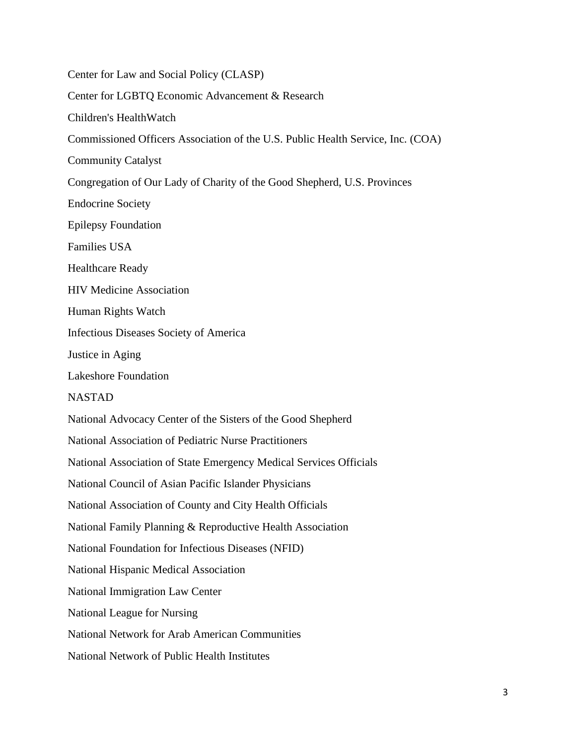Center for Law and Social Policy (CLASP)

Center for LGBTQ Economic Advancement & Research

Children's HealthWatch

Commissioned Officers Association of the U.S. Public Health Service, Inc. (COA)

Community Catalyst

Congregation of Our Lady of Charity of the Good Shepherd, U.S. Provinces

Endocrine Society

Epilepsy Foundation

Families USA

Healthcare Ready

HIV Medicine Association

Human Rights Watch

Infectious Diseases Society of America

Justice in Aging

Lakeshore Foundation

NASTAD

National Advocacy Center of the Sisters of the Good Shepherd

National Association of Pediatric Nurse Practitioners

National Association of State Emergency Medical Services Officials

National Council of Asian Pacific Islander Physicians

National Association of County and City Health Officials

National Family Planning & Reproductive Health Association

National Foundation for Infectious Diseases (NFID)

National Hispanic Medical Association

National Immigration Law Center

National League for Nursing

National Network for Arab American Communities

National Network of Public Health Institutes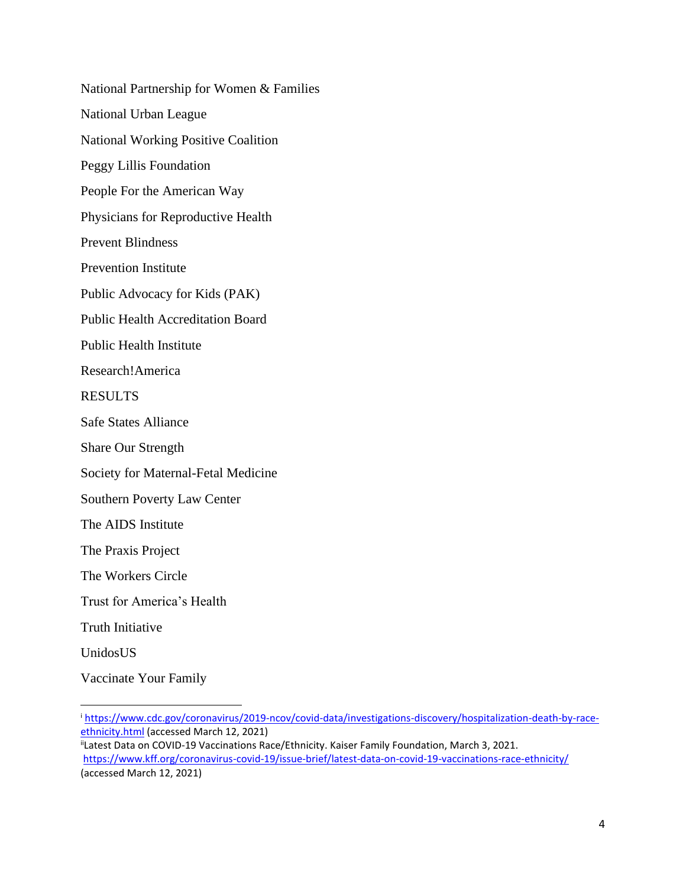National Partnership for Women & Families

National Urban League

National Working Positive Coalition

Peggy Lillis Foundation

People For the American Way

Physicians for Reproductive Health

Prevent Blindness

Prevention Institute

Public Advocacy for Kids (PAK)

Public Health Accreditation Board

Public Health Institute

Research!America

RESULTS

Safe States Alliance

Share Our Strength

Society for Maternal-Fetal Medicine

Southern Poverty Law Center

The AIDS Institute

The Praxis Project

The Workers Circle

Trust for America's Health

Truth Initiative

UnidosUS

Vaccinate Your Family

---

[i] https://www.cdc.gov/coronavirus/2019-ncov/covid-data/investigations-discovery/hospitalization-death-by-race-ethnicity.html (accessed March 12, 2021)

[ii] Latest Data on COVID-19 Vaccinations Race/Ethnicity. Kaiser Family Foundation, March 3, 2021. https://www.kff.org/coronavirus-covid-19/issue-brief/latest-data-on-covid-19-vaccinations-race-ethnicity/ (accessed March 12, 2021)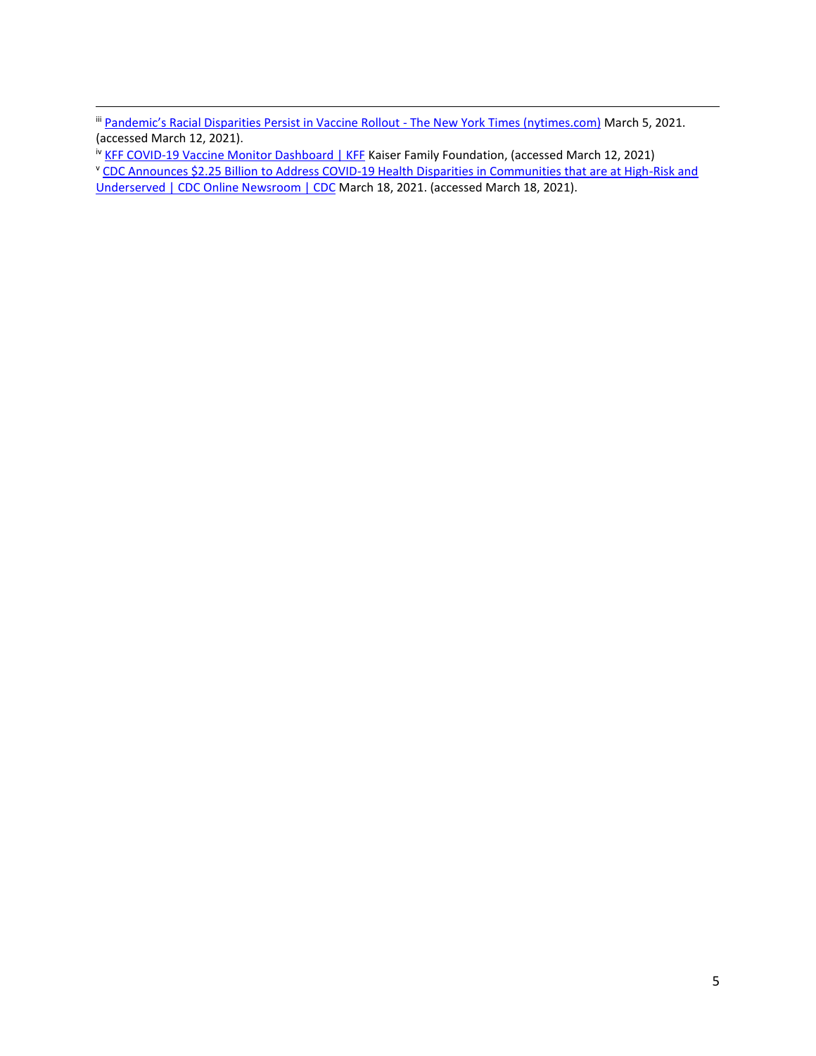---

[iii] Pandemic's Racial Disparities Persist in Vaccine Rollout - The New York Times (nytimes.com) March 5, 2021. (accessed March 12, 2021).

[iv] KFF COVID-19 Vaccine Monitor Dashboard | KFF Kaiser Family Foundation, (accessed March 12, 2021)

[v] CDC Announces $2.25 Billion to Address COVID-19 Health Disparities in Communities that are at High-Risk and Underserved | CDC Online Newsroom | CDC March 18, 2021. (accessed March 18, 2021).